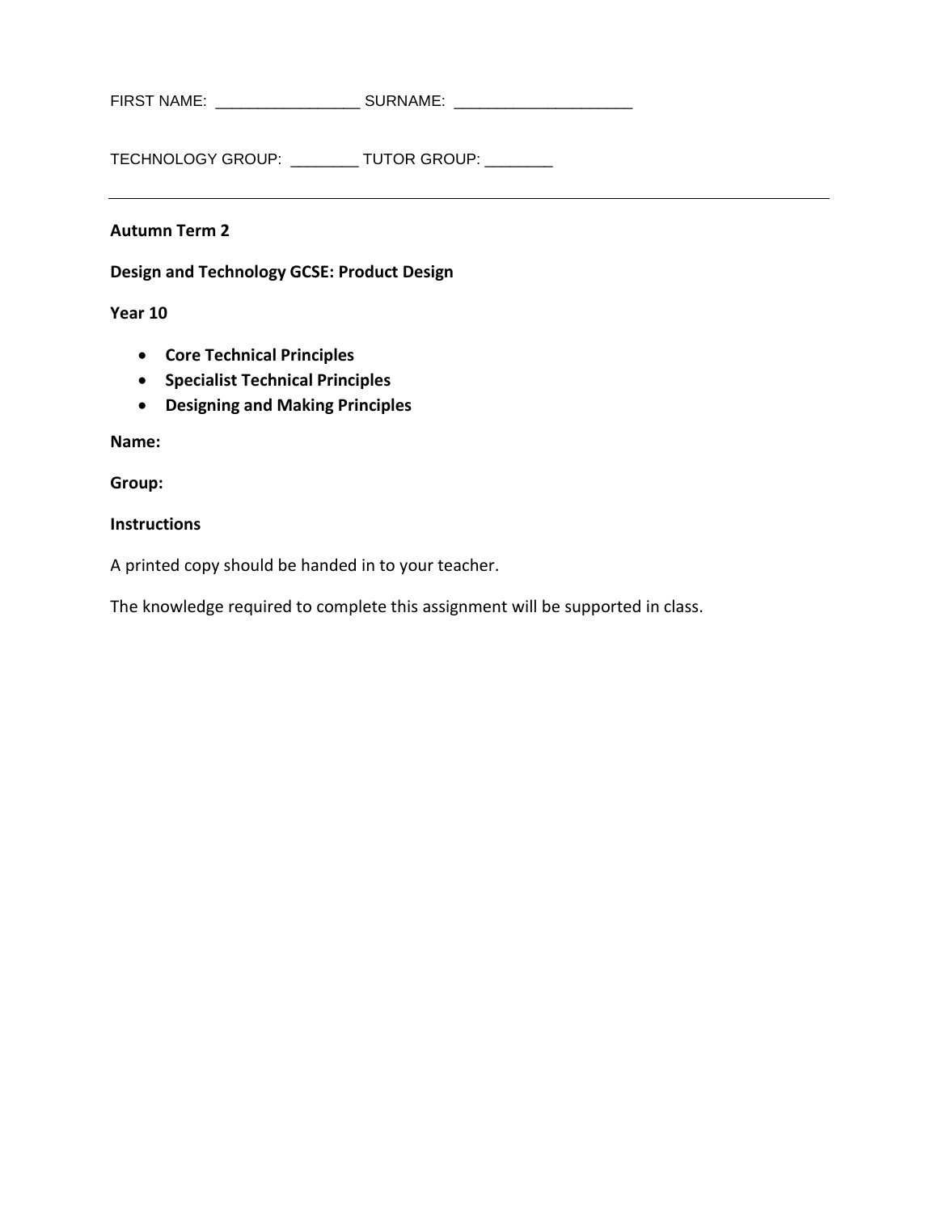FIRST NAME: _________________ SURNAME: _____________________

TECHNOLOGY GROUP: ________ TUTOR GROUP: ________

---

**Autumn Term 2**

**Design and Technology GCSE: Product Design**

**Year 10**

- **Core Technical Principles**
- **Specialist Technical Principles**
- **Designing and Making Principles**

**Name:**

**Group:**

**Instructions**

A printed copy should be handed in to your teacher.

The knowledge required to complete this assignment will be supported in class.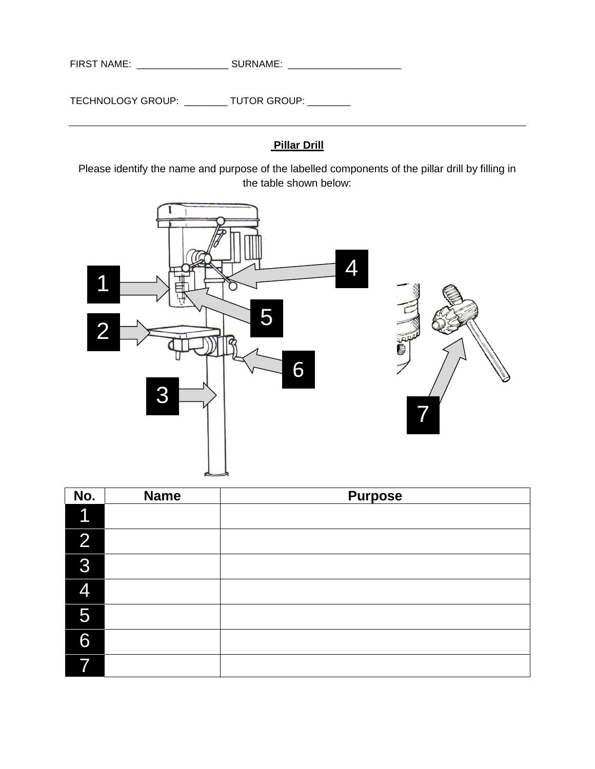FIRST NAME: _________________ SURNAME: _____________________

TECHNOLOGY GROUP: ________ TUTOR GROUP: ________

---

**Pillar Drill**

Please identify the name and purpose of the labelled components of the pillar drill by filling in the table shown below:

| No. | Name | Purpose |
| --- | --- | --- |
| 1 | | |
| 2 | | |
| 3 | | |
| 4 | | |
| 5 | | |
| 6 | | |
| 7 | | |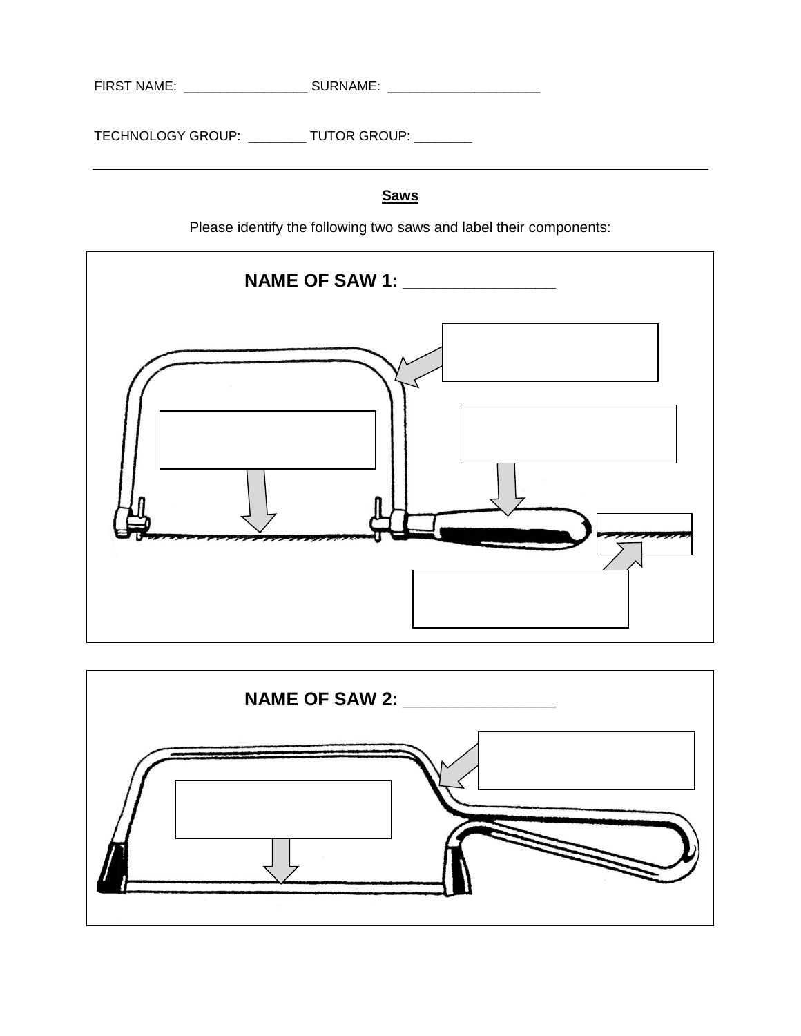FIRST NAME: _________________ SURNAME: _____________________

TECHNOLOGY GROUP: ________ TUTOR GROUP: ________

---

**Saws**

Please identify the following two saws and label their components:

**NAME OF SAW 1: ________________**

**NAME OF SAW 2: ________________**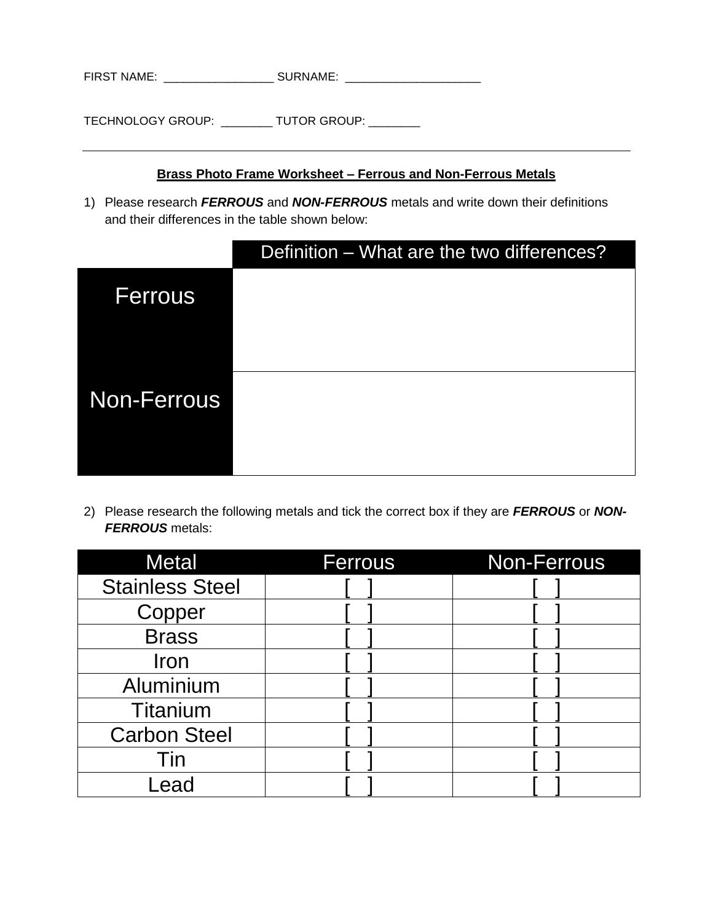FIRST NAME: _________________ SURNAME: _____________________

TECHNOLOGY GROUP: ________ TUTOR GROUP: ________

---

**Brass Photo Frame Worksheet – Ferrous and Non-Ferrous Metals**

1) Please research ***FERROUS*** and ***NON-FERROUS*** metals and write down their definitions and their differences in the table shown below:

| | Definition – What are the two differences? |
|---|---|
| Ferrous | |
| Non-Ferrous | |

2) Please research the following metals and tick the correct box if they are ***FERROUS*** or ***NON-FERROUS*** metals:

| Metal | Ferrous | Non-Ferrous |
|---|---|---|
| Stainless Steel | [ ] | [ ] |
| Copper | [ ] | [ ] |
| Brass | [ ] | [ ] |
| Iron | [ ] | [ ] |
| Aluminium | [ ] | [ ] |
| Titanium | [ ] | [ ] |
| Carbon Steel | [ ] | [ ] |
| Tin | [ ] | [ ] |
| Lead | [ ] | [ ] |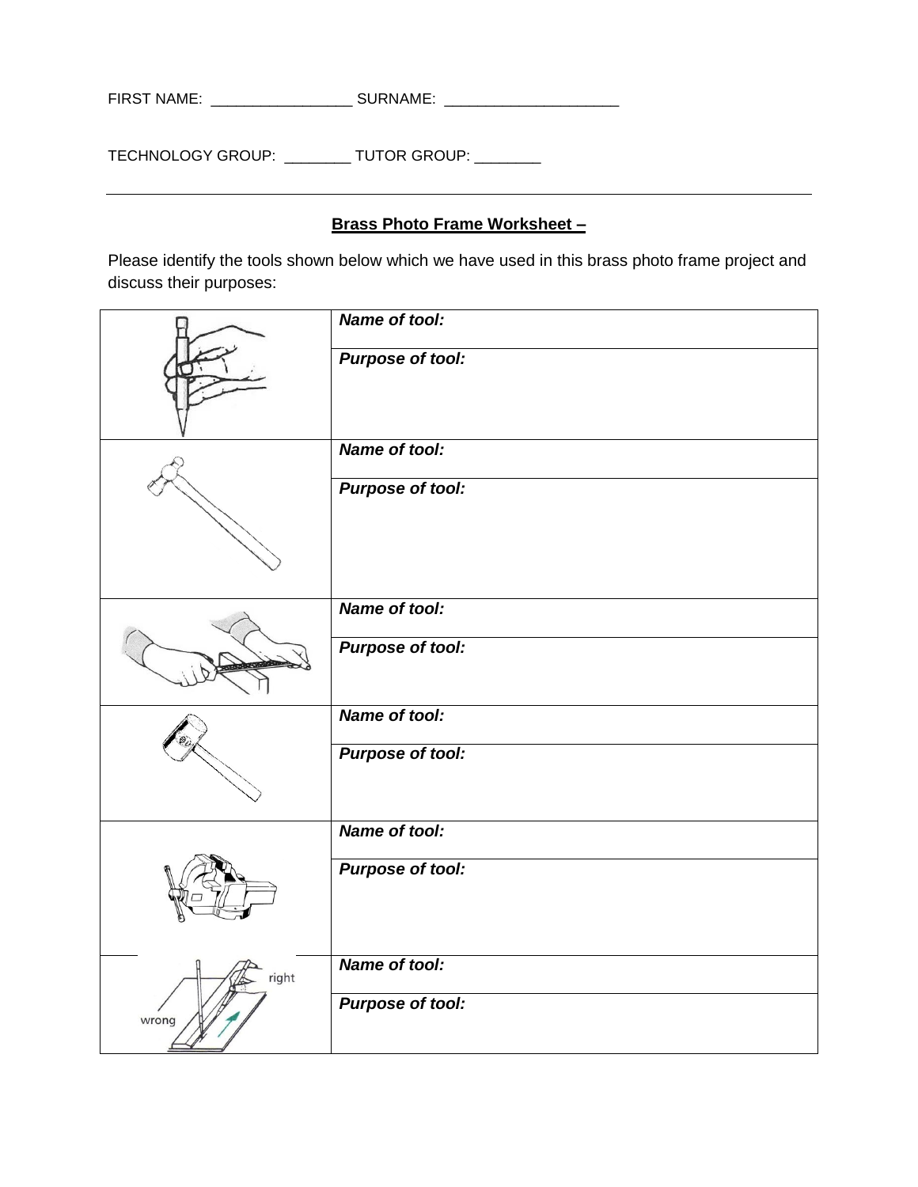FIRST NAME: _________________ SURNAME: _____________________

TECHNOLOGY GROUP: ________ TUTOR GROUP: ________

---

**Brass Photo Frame Worksheet –**

Please identify the tools shown below which we have used in this brass photo frame project and discuss their purposes:

| | |
|---|---|
| | ***Name of tool:*** |
| | ***Purpose of tool:*** |
| | ***Name of tool:*** |
| | ***Purpose of tool:*** |
| | ***Name of tool:*** |
| | ***Purpose of tool:*** |
| | ***Name of tool:*** |
| | ***Purpose of tool:*** |
| | ***Name of tool:*** |
| | ***Purpose of tool:*** |
| right / wrong | ***Name of tool:*** |
| | ***Purpose of tool:*** |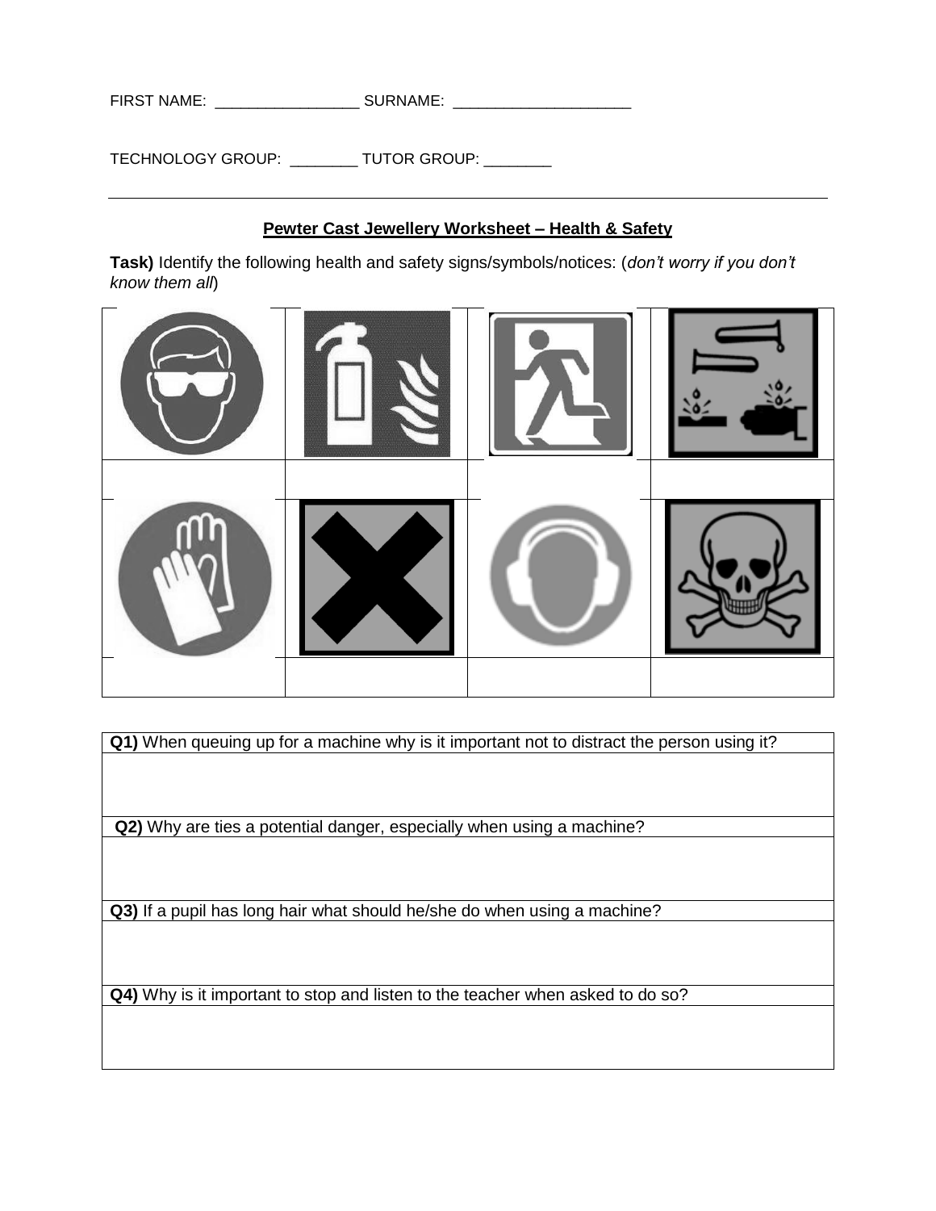FIRST NAME: _________________ SURNAME: _____________________

TECHNOLOGY GROUP: ________ TUTOR GROUP: ________

---

**Pewter Cast Jewellery Worksheet – Health & Safety**

**Task)** Identify the following health and safety signs/symbols/notices: (*don't worry if you don't know them all*)

| | | | |
|---|---|---|---|
| | | | |
| | | | |
| | | | |
| | | | |

| **Q1)** When queuing up for a machine why is it important not to distract the person using it? |
|---|
| |
| **Q2)** Why are ties a potential danger, especially when using a machine? |
| |
| **Q3)** If a pupil has long hair what should he/she do when using a machine? |
| |
| **Q4)** Why is it important to stop and listen to the teacher when asked to do so? |
| |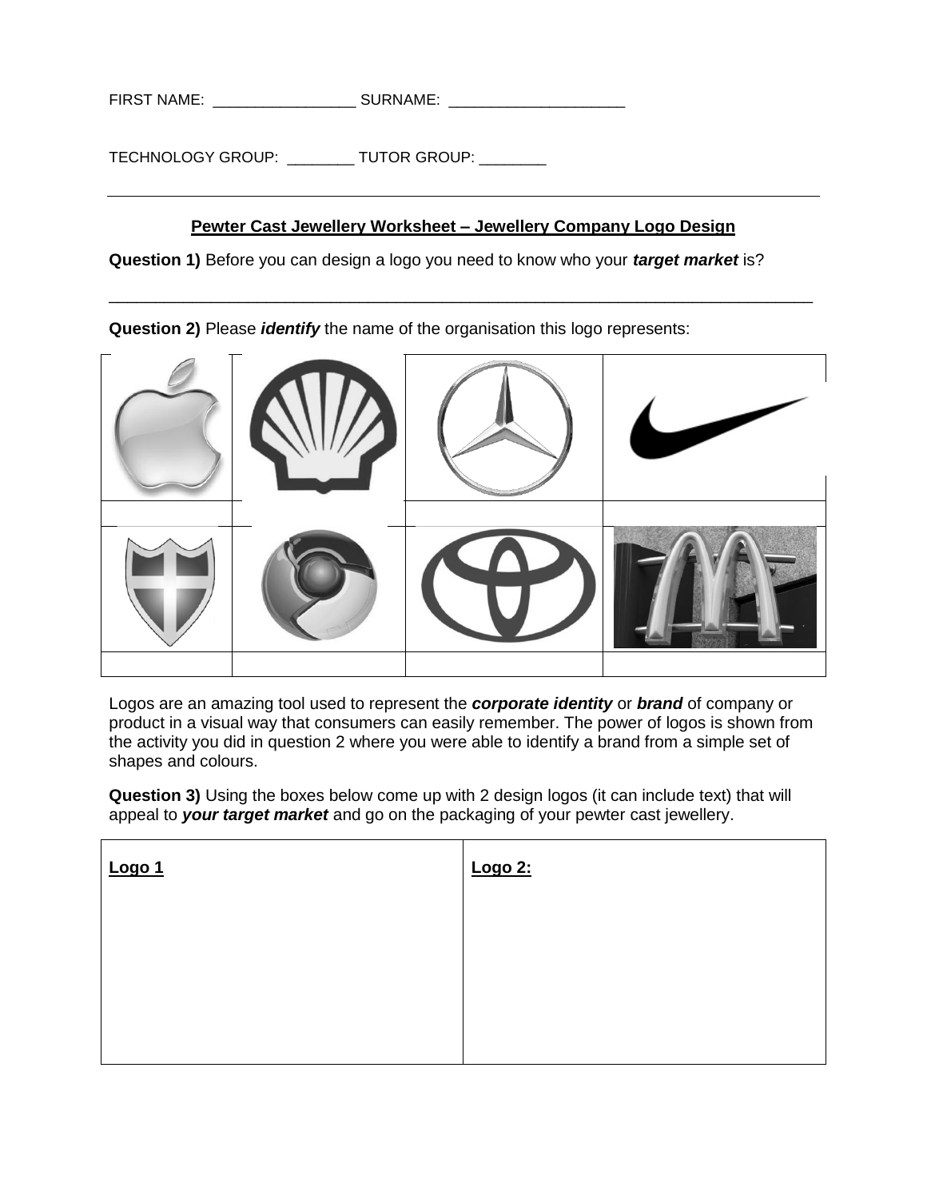FIRST NAME: _________________ SURNAME: _____________________

TECHNOLOGY GROUP: ________ TUTOR GROUP: ________

---

**Pewter Cast Jewellery Worksheet – Jewellery Company Logo Design**

**Question 1)** Before you can design a logo you need to know who your ***target market*** is?

_______________________________________________________________________________

**Question 2)** Please ***identify*** the name of the organisation this logo represents:

| | | | |
|---|---|---|---|
| | | | |
| | | | |
| | | | |
| | | | |

Logos are an amazing tool used to represent the ***corporate identity*** or ***brand*** of company or product in a visual way that consumers can easily remember. The power of logos is shown from the activity you did in question 2 where you were able to identify a brand from a simple set of shapes and colours.

**Question 3)** Using the boxes below come up with 2 design logos (it can include text) that will appeal to ***your target market*** and go on the packaging of your pewter cast jewellery.

| **Logo 1** | **Logo 2:** |
|---|---|
| | |